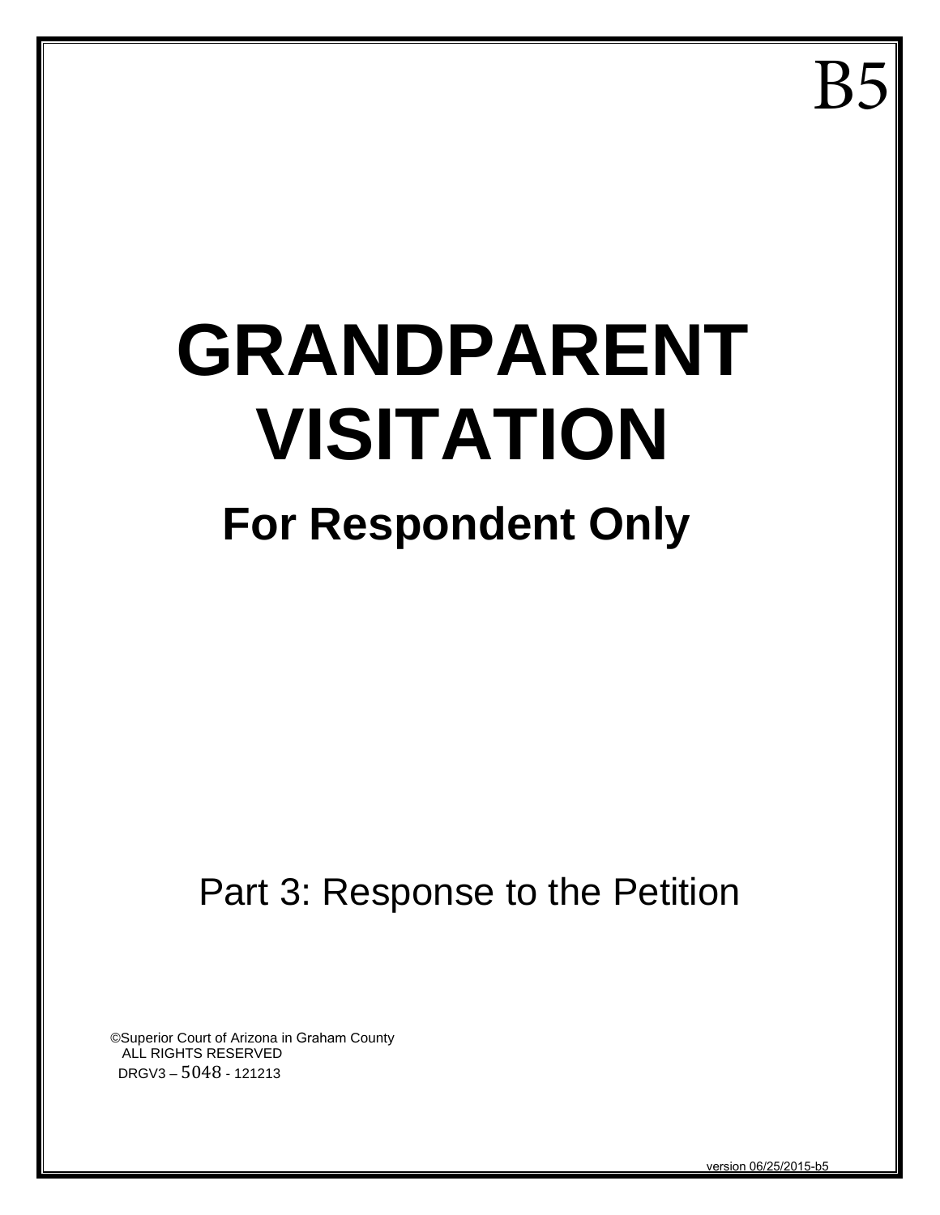B5

# GRANDPARENT VISITATION

## For Respondent Only

Part 3: Response to the Petition

©Superior Court of Arizona in Graham County
ALL RIGHTS RESERVED
DRGV3 – 5048 - 121213

version 06/25/2015-b5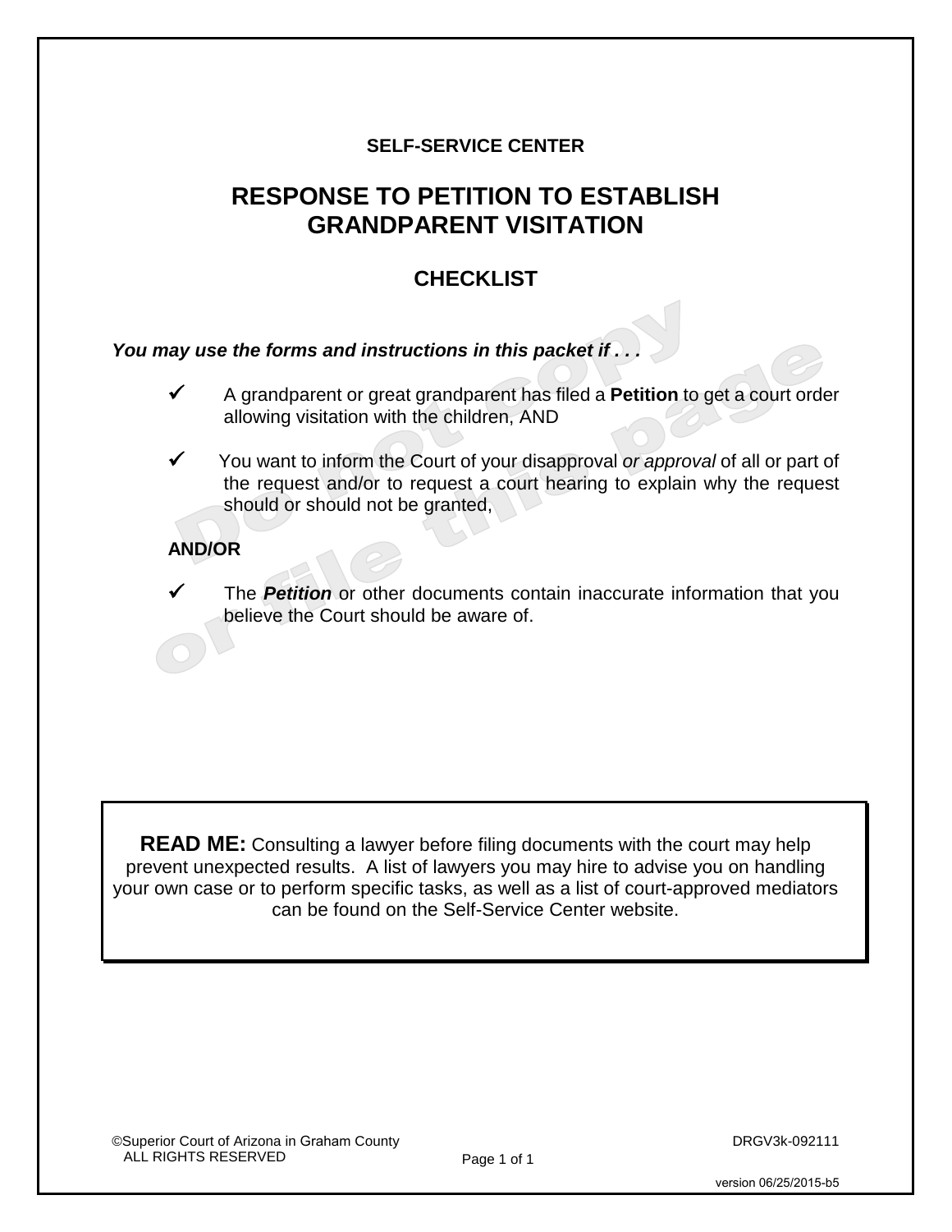SELF-SERVICE CENTER

# RESPONSE TO PETITION TO ESTABLISH GRANDPARENT VISITATION

## CHECKLIST

***You may use the forms and instructions in this packet if . . .***

- ✓ A grandparent or great grandparent has filed a **Petition** to get a court order allowing visitation with the children, AND
- ✓ You want to inform the Court of your disapproval *or approval* of all or part of the request and/or to request a court hearing to explain why the request should or should not be granted,

**AND/OR**

- ✓ The ***Petition*** or other documents contain inaccurate information that you believe the Court should be aware of.

Do not copy or file this page

**READ ME:** Consulting a lawyer before filing documents with the court may help prevent unexpected results. A list of lawyers you may hire to advise you on handling your own case or to perform specific tasks, as well as a list of court-approved mediators can be found on the Self-Service Center website.

©Superior Court of Arizona in Graham County ALL RIGHTS RESERVED

DRGV3k-092111

version 06/25/2015-b5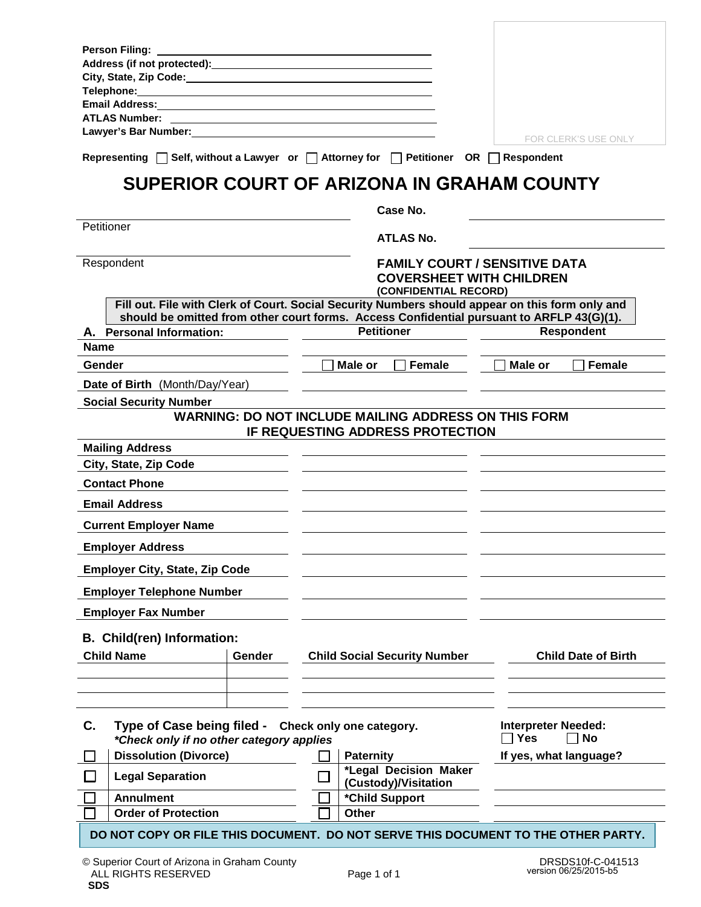Person Filing: ______________________________
Address (if not protected): ______________________________
City, State, Zip Code: ______________________________
Telephone: ______________________________
Email Address: ______________________________
ATLAS Number: ______________________________
Lawyer's Bar Number: ______________________________

FOR CLERK'S USE ONLY

Representing ☐ Self, without a Lawyer or ☐ Attorney for ☐ Petitioner OR ☐ Respondent

# SUPERIOR COURT OF ARIZONA IN GRAHAM COUNTY

______________________________
Petitioner

______________________________
Respondent

**Case No.** ______________________________

**ATLAS No.** ______________________________

## FAMILY COURT / SENSITIVE DATA COVERSHEET WITH CHILDREN

**(CONFIDENTIAL RECORD)**

**Fill out. File with Clerk of Court. Social Security Numbers should appear on this form only and should be omitted from other court forms. Access Confidential pursuant to ARFLP 43(G)(1).**

| **A. Personal Information:** | **Petitioner** | **Respondent** |
|---|---|---|
| **Name** | | |
| **Gender** | ☐ Male or ☐ Female | ☐ Male or ☐ Female |
| **Date of Birth** (Month/Day/Year) | | |
| **Social Security Number** | | |

**WARNING: DO NOT INCLUDE MAILING ADDRESS ON THIS FORM IF REQUESTING ADDRESS PROTECTION**

| | **Petitioner** | **Respondent** |
|---|---|---|
| **Mailing Address** | | |
| **City, State, Zip Code** | | |
| **Contact Phone** | | |
| **Email Address** | | |
| **Current Employer Name** | | |
| **Employer Address** | | |
| **Employer City, State, Zip Code** | | |
| **Employer Telephone Number** | | |
| **Employer Fax Number** | | |

**B. Child(ren) Information:**

| **Child Name** | **Gender** | **Child Social Security Number** | **Child Date of Birth** |
|---|---|---|---|
| | | | |
| | | | |
| | | | |

**C. Type of Case being filed - Check only one category.**
***\*Check only if no other category applies***

| | | | | **Interpreter Needed:** ☐ Yes ☐ No |
|---|---|---|---|---|
| ☐ | **Dissolution (Divorce)** | ☐ | **Paternity** | **If yes, what language?** |
| ☐ | **Legal Separation** | ☐ | ***Legal Decision Maker (Custody)/Visitation** | |
| ☐ | **Annulment** | ☐ | ***Child Support** | |
| ☐ | **Order of Protection** | ☐ | **Other** | |

**DO NOT COPY OR FILE THIS DOCUMENT. DO NOT SERVE THIS DOCUMENT TO THE OTHER PARTY.**

© Superior Court of Arizona in Graham County
ALL RIGHTS RESERVED
**SDS**

DRSDS10f-C-041513
version 06/25/2015-b5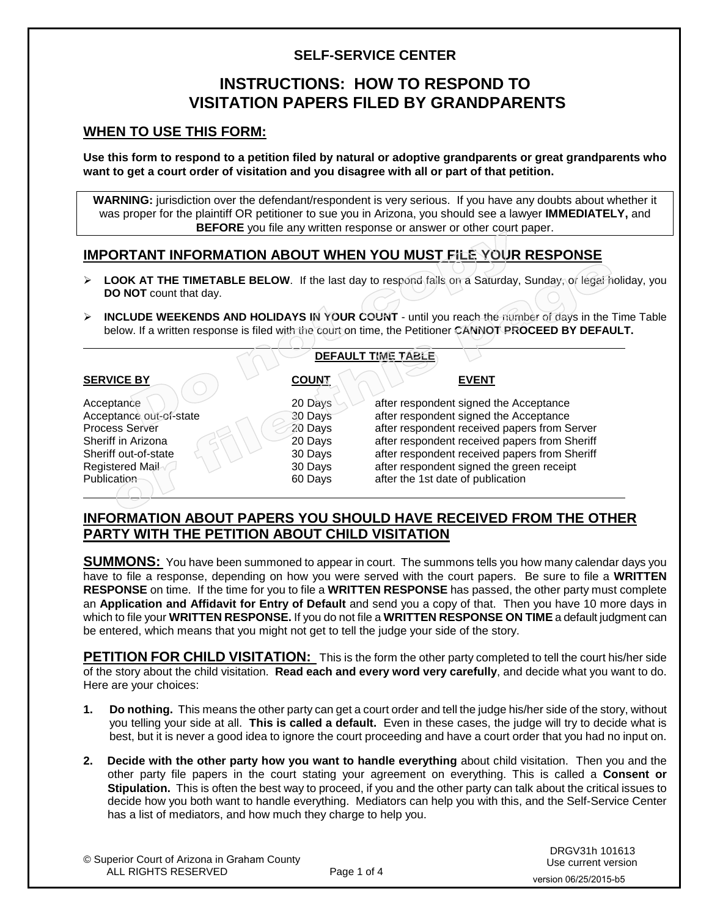**SELF-SERVICE CENTER**

# INSTRUCTIONS: HOW TO RESPOND TO VISITATION PAPERS FILED BY GRANDPARENTS

## WHEN TO USE THIS FORM:

**Use this form to respond to a petition filed by natural or adoptive grandparents or great grandparents who want to get a court order of visitation and you disagree with all or part of that petition.**

**WARNING:** jurisdiction over the defendant/respondent is very serious. If you have any doubts about whether it was proper for the plaintiff OR petitioner to sue you in Arizona, you should see a lawyer **IMMEDIATELY,** and **BEFORE** you file any written response or answer or other court paper.

## IMPORTANT INFORMATION ABOUT WHEN YOU MUST FILE YOUR RESPONSE

- **LOOK AT THE TIMETABLE BELOW**. If the last day to respond falls on a Saturday, Sunday, or legal holiday, you **DO NOT** count that day.
- **INCLUDE WEEKENDS AND HOLIDAYS IN YOUR COUNT** - until you reach the number of days in the Time Table below. If a written response is filed with the court on time, the Petitioner **CANNOT PROCEED BY DEFAULT.**

**DEFAULT TIME TABLE**

| SERVICE BY | COUNT | EVENT |
|---|---|---|
| Acceptance | 20 Days | after respondent signed the Acceptance |
| Acceptance out-of-state | 30 Days | after respondent signed the Acceptance |
| Process Server | 20 Days | after respondent received papers from Server |
| Sheriff in Arizona | 20 Days | after respondent received papers from Sheriff |
| Sheriff out-of-state | 30 Days | after respondent received papers from Sheriff |
| Registered Mail | 30 Days | after respondent signed the green receipt |
| Publication | 60 Days | after the 1st date of publication |

## INFORMATION ABOUT PAPERS YOU SHOULD HAVE RECEIVED FROM THE OTHER PARTY WITH THE PETITION ABOUT CHILD VISITATION

**SUMMONS:** You have been summoned to appear in court. The summons tells you how many calendar days you have to file a response, depending on how you were served with the court papers. Be sure to file a **WRITTEN RESPONSE** on time. If the time for you to file a **WRITTEN RESPONSE** has passed, the other party must complete an **Application and Affidavit for Entry of Default** and send you a copy of that. Then you have 10 more days in which to file your **WRITTEN RESPONSE.** If you do not file a **WRITTEN RESPONSE ON TIME** a default judgment can be entered, which means that you might not get to tell the judge your side of the story.

**PETITION FOR CHILD VISITATION:** This is the form the other party completed to tell the court his/her side of the story about the child visitation. **Read each and every word very carefully**, and decide what you want to do. Here are your choices:

1. **Do nothing.** This means the other party can get a court order and tell the judge his/her side of the story, without you telling your side at all. **This is called a default.** Even in these cases, the judge will try to decide what is best, but it is never a good idea to ignore the court proceeding and have a court order that you had no input on.
2. **Decide with the other party how you want to handle everything** about child visitation. Then you and the other party file papers in the court stating your agreement on everything. This is called a **Consent or Stipulation.** This is often the best way to proceed, if you and the other party can talk about the critical issues to decide how you both want to handle everything. Mediators can help you with this, and the Self-Service Center has a list of mediators, and how much they charge to help you.

© Superior Court of Arizona in Graham County
ALL RIGHTS RESERVED

DRGV31h 101613
Use current version
version 06/25/2015-b5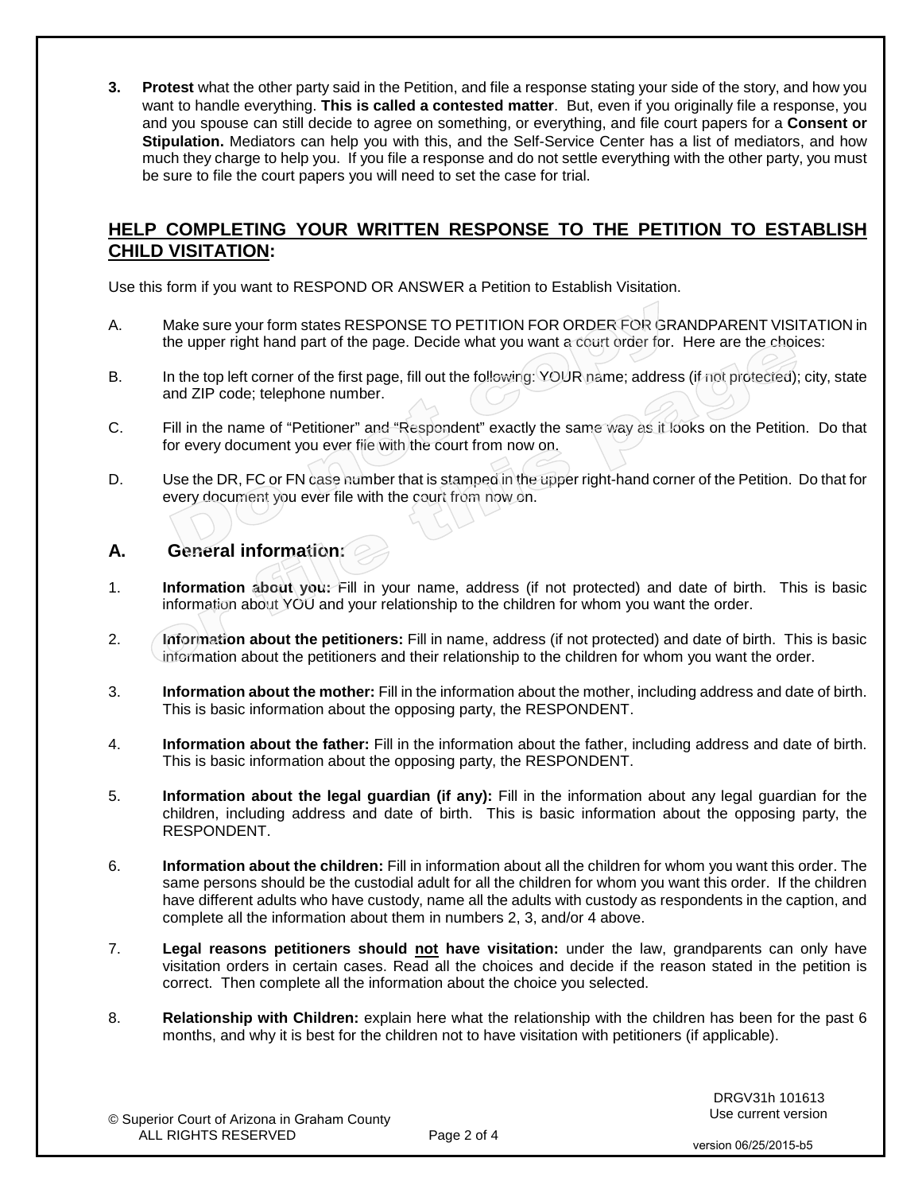3. **Protest** what the other party said in the Petition, and file a response stating your side of the story, and how you want to handle everything. **This is called a contested matter**. But, even if you originally file a response, you and you spouse can still decide to agree on something, or everything, and file court papers for a **Consent or Stipulation.** Mediators can help you with this, and the Self-Service Center has a list of mediators, and how much they charge to help you. If you file a response and do not settle everything with the other party, you must be sure to file the court papers you will need to set the case for trial.

## HELP COMPLETING YOUR WRITTEN RESPONSE TO THE PETITION TO ESTABLISH CHILD VISITATION:

Use this form if you want to RESPOND OR ANSWER a Petition to Establish Visitation.

A. Make sure your form states RESPONSE TO PETITION FOR ORDER FOR GRANDPARENT VISITATION in the upper right hand part of the page. Decide what you want a court order for. Here are the choices:

B. In the top left corner of the first page, fill out the following: YOUR name; address (if not protected); city, state and ZIP code; telephone number.

C. Fill in the name of "Petitioner" and "Respondent" exactly the same way as it looks on the Petition. Do that for every document you ever file with the court from now on.

D. Use the DR, FC or FN case number that is stamped in the upper right-hand corner of the Petition. Do that for every document you ever file with the court from now on.

## A. General information:

1. **Information about you:** Fill in your name, address (if not protected) and date of birth. This is basic information about YOU and your relationship to the children for whom you want the order.

2. **Information about the petitioners:** Fill in name, address (if not protected) and date of birth. This is basic information about the petitioners and their relationship to the children for whom you want the order.

3. **Information about the mother:** Fill in the information about the mother, including address and date of birth. This is basic information about the opposing party, the RESPONDENT.

4. **Information about the father:** Fill in the information about the father, including address and date of birth. This is basic information about the opposing party, the RESPONDENT.

5. **Information about the legal guardian (if any):** Fill in the information about any legal guardian for the children, including address and date of birth. This is basic information about the opposing party, the RESPONDENT.

6. **Information about the children:** Fill in information about all the children for whom you want this order. The same persons should be the custodial adult for all the children for whom you want this order. If the children have different adults who have custody, name all the adults with custody as respondents in the caption, and complete all the information about them in numbers 2, 3, and/or 4 above.

7. **Legal reasons petitioners should <u>not</u> have visitation:** under the law, grandparents can only have visitation orders in certain cases. Read all the choices and decide if the reason stated in the petition is correct. Then complete all the information about the choice you selected.

8. **Relationship with Children:** explain here what the relationship with the children has been for the past 6 months, and why it is best for the children not to have visitation with petitioners (if applicable).

© Superior Court of Arizona in Graham County ALL RIGHTS RESERVED

DRGV31h 101613 Use current version

version 06/25/2015-b5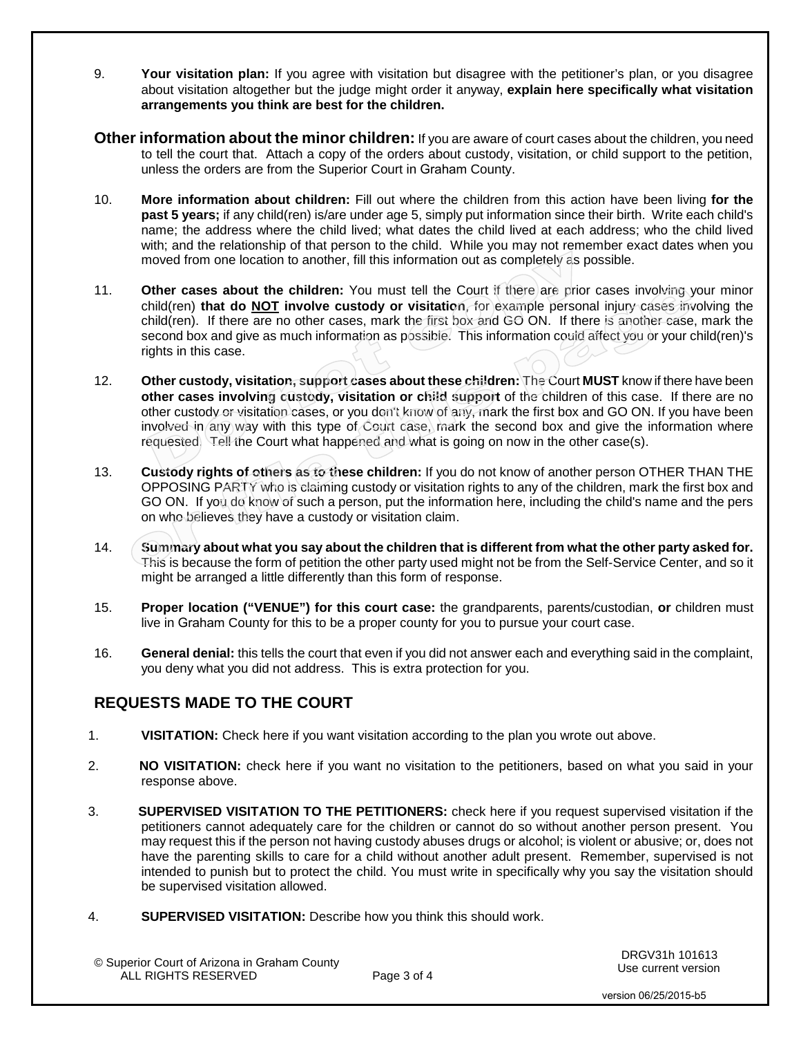9. **Your visitation plan:** If you agree with visitation but disagree with the petitioner's plan, or you disagree about visitation altogether but the judge might order it anyway, **explain here specifically what visitation arrangements you think are best for the children.**

**Other information about the minor children:** If you are aware of court cases about the children, you need to tell the court that. Attach a copy of the orders about custody, visitation, or child support to the petition, unless the orders are from the Superior Court in Graham County.

10. **More information about children:** Fill out where the children from this action have been living **for the past 5 years;** if any child(ren) is/are under age 5, simply put information since their birth. Write each child's name; the address where the child lived; what dates the child lived at each address; who the child lived with; and the relationship of that person to the child. While you may not remember exact dates when you moved from one location to another, fill this information out as completely as possible.

11. **Other cases about the children:** You must tell the Court if there are prior cases involving your minor child(ren) **that do NOT involve custody or visitation**, for example personal injury cases involving the child(ren). If there are no other cases, mark the first box and GO ON. If there is another case, mark the second box and give as much information as possible. This information could affect you or your child(ren)'s rights in this case.

12. **Other custody, visitation, support cases about these children:** The Court **MUST** know if there have been **other cases involving custody, visitation or child support** of the children of this case. If there are no other custody or visitation cases, or you don't know of any, mark the first box and GO ON. If you have been involved in any way with this type of Court case, mark the second box and give the information where requested. Tell the Court what happened and what is going on now in the other case(s).

13. **Custody rights of others as to these children:** If you do not know of another person OTHER THAN THE OPPOSING PARTY who is claiming custody or visitation rights to any of the children, mark the first box and GO ON. If you do know of such a person, put the information here, including the child's name and the pers on who believes they have a custody or visitation claim.

14. **Summary about what you say about the children that is different from what the other party asked for.** This is because the form of petition the other party used might not be from the Self-Service Center, and so it might be arranged a little differently than this form of response.

15. **Proper location ("VENUE") for this court case:** the grandparents, parents/custodian, **or** children must live in Graham County for this to be a proper county for you to pursue your court case.

16. **General denial:** this tells the court that even if you did not answer each and everything said in the complaint, you deny what you did not address. This is extra protection for you.

## REQUESTS MADE TO THE COURT

1. **VISITATION:** Check here if you want visitation according to the plan you wrote out above.

2. **NO VISITATION:** check here if you want no visitation to the petitioners, based on what you said in your response above.

3. **SUPERVISED VISITATION TO THE PETITIONERS:** check here if you request supervised visitation if the petitioners cannot adequately care for the children or cannot do so without another person present. You may request this if the person not having custody abuses drugs or alcohol; is violent or abusive; or, does not have the parenting skills to care for a child without another adult present. Remember, supervised is not intended to punish but to protect the child. You must write in specifically why you say the visitation should be supervised visitation allowed.

4. **SUPERVISED VISITATION:** Describe how you think this should work.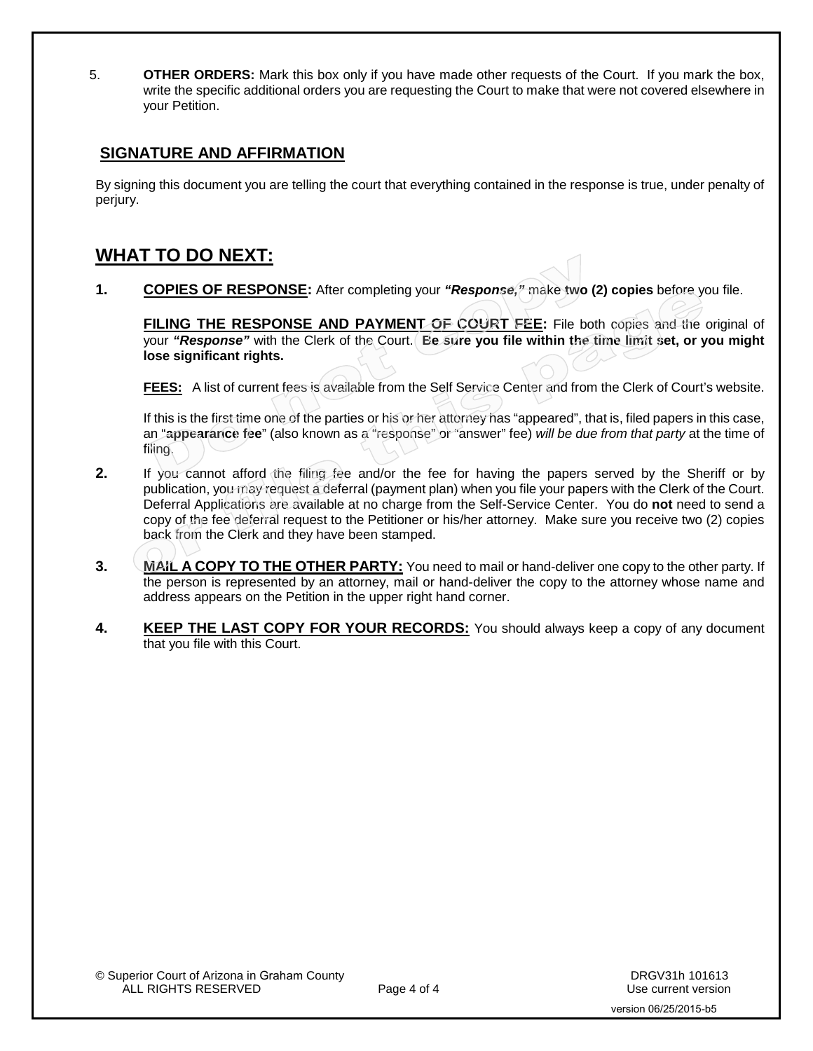5. **OTHER ORDERS:** Mark this box only if you have made other requests of the Court. If you mark the box, write the specific additional orders you are requesting the Court to make that were not covered elsewhere in your Petition.

## SIGNATURE AND AFFIRMATION

By signing this document you are telling the court that everything contained in the response is true, under penalty of perjury.

## WHAT TO DO NEXT:

1. **COPIES OF RESPONSE:** After completing your ***"Response,"*** make **two (2) copies** before you file.

   **FILING THE RESPONSE AND PAYMENT OF COURT FEE:** File both copies and the original of your ***"Response"*** with the Clerk of the Court. **Be sure you file within the time limit set, or you might lose significant rights.**

   **FEES:** A list of current fees is available from the Self Service Center and from the Clerk of Court's website.

   If this is the first time one of the parties or his or her attorney has "appeared", that is, filed papers in this case, an "**appearance fee**" (also known as a "response" or "answer" fee) *will be due from that party* at the time of filing.

2. If you cannot afford the filing fee and/or the fee for having the papers served by the Sheriff or by publication, you may request a deferral (payment plan) when you file your papers with the Clerk of the Court. Deferral Applications are available at no charge from the Self-Service Center. You do **not** need to send a copy of the fee deferral request to the Petitioner or his/her attorney. Make sure you receive two (2) copies back from the Clerk and they have been stamped.

3. **MAIL A COPY TO THE OTHER PARTY:** You need to mail or hand-deliver one copy to the other party. If the person is represented by an attorney, mail or hand-deliver the copy to the attorney whose name and address appears on the Petition in the upper right hand corner.

4. **KEEP THE LAST COPY FOR YOUR RECORDS:** You should always keep a copy of any document that you file with this Court.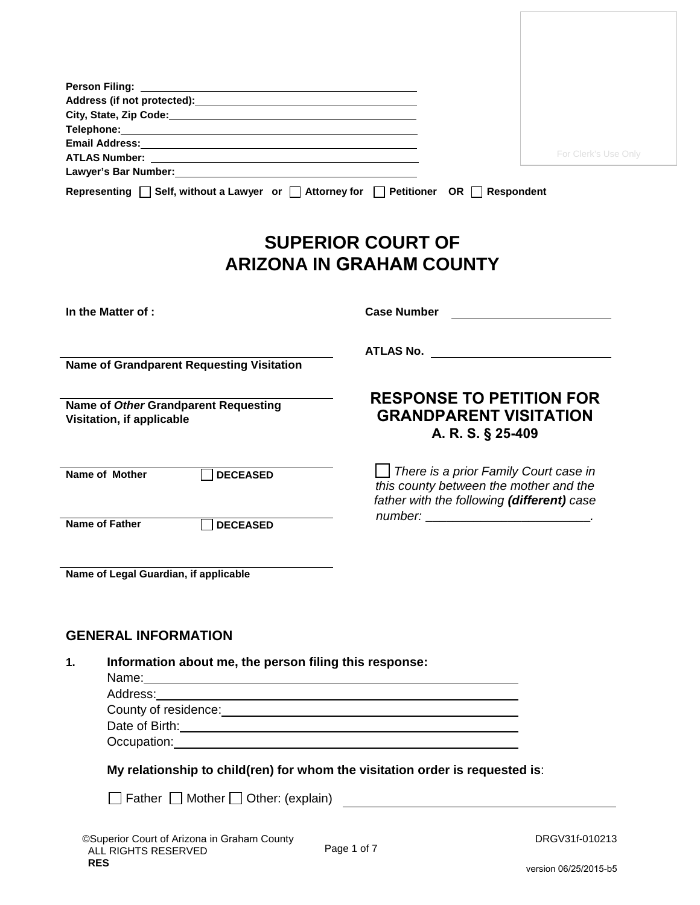Person Filing: ______________________________
Address (if not protected): ______________________________
City, State, Zip Code: ______________________________
Telephone: ______________________________
Email Address: ______________________________
ATLAS Number: ______________________________
Lawyer's Bar Number: ______________________________

Representing ☐ Self, without a Lawyer or ☐ Attorney for ☐ Petitioner OR ☐ Respondent

For Clerk's Use Only

# SUPERIOR COURT OF ARIZONA IN GRAHAM COUNTY

**In the Matter of :**

______________________________
**Name of Grandparent Requesting Visitation**

______________________________
**Name of *Other* Grandparent Requesting Visitation, if applicable**

______________________________
**Name of Mother** ☐ **DECEASED**

______________________________
**Name of Father** ☐ **DECEASED**

______________________________
**Name of Legal Guardian, if applicable**

**Case Number** ______________________________

**ATLAS No.** ______________________________

## RESPONSE TO PETITION FOR GRANDPARENT VISITATION
### A. R. S. § 25-409

☐ *There is a prior Family Court case in this county between the mother and the father with the following **(different)** case number: ________________________.*

## GENERAL INFORMATION

**1. Information about me, the person filing this response:**

Name: ______________________________
Address: ______________________________
County of residence: ______________________________
Date of Birth: ______________________________
Occupation: ______________________________

**My relationship to child(ren) for whom the visitation order is requested is**:

☐ Father ☐ Mother ☐ Other: (explain) ______________________________

©Superior Court of Arizona in Graham County
ALL RIGHTS RESERVED
**RES**

DRGV31f-010213
version 06/25/2015-b5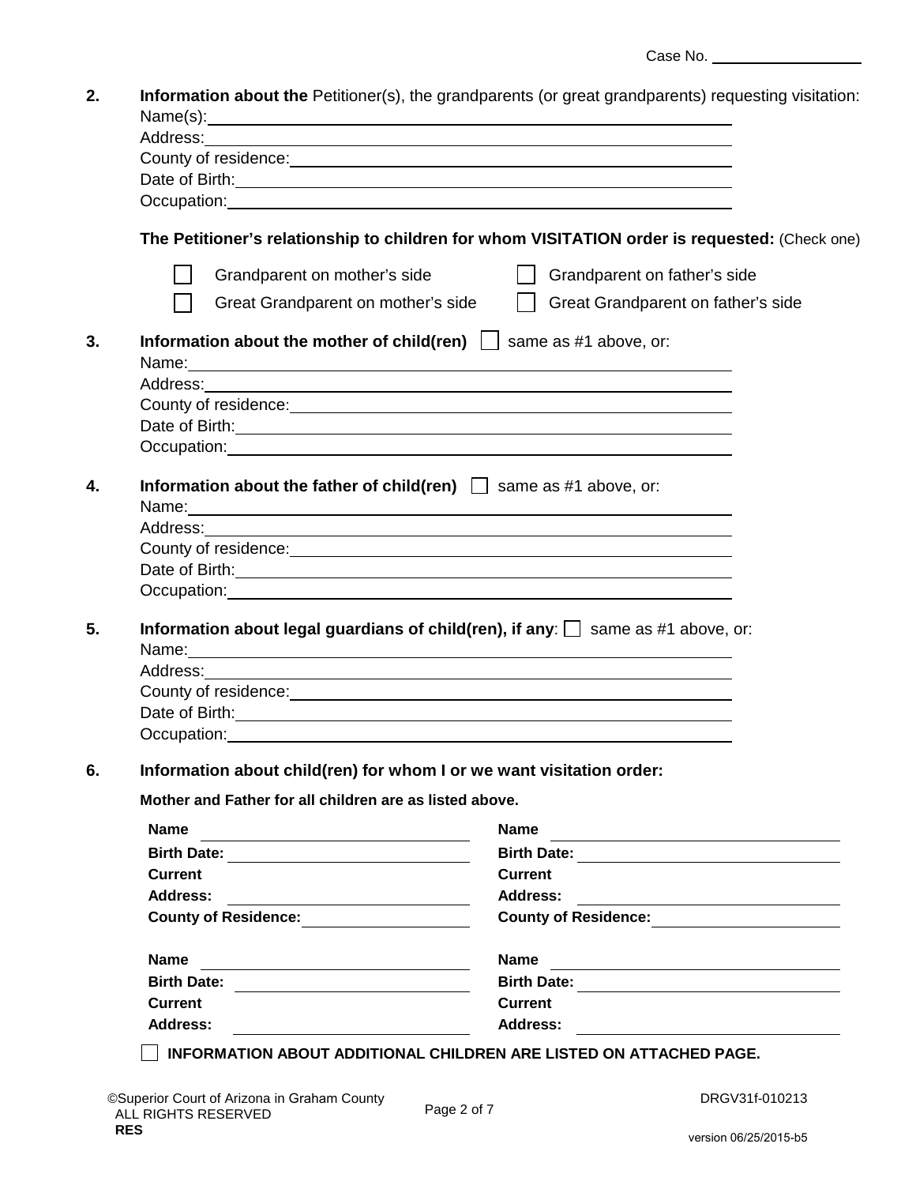Case No. ____________

**2.** **Information about the** Petitioner(s), the grandparents (or great grandparents) requesting visitation:

Name(s): ____________

Address: ____________

County of residence: ____________

Date of Birth: ____________

Occupation: ____________

**The Petitioner's relationship to children for whom VISITATION order is requested:** (Check one)

☐ Grandparent on mother's side ☐ Grandparent on father's side

☐ Great Grandparent on mother's side ☐ Great Grandparent on father's side

**3.** **Information about the mother of child(ren)** ☐ same as #1 above, or:

Name: ____________

Address: ____________

County of residence: ____________

Date of Birth: ____________

Occupation: ____________

**4.** **Information about the father of child(ren)** ☐ same as #1 above, or:

Name: ____________

Address: ____________

County of residence: ____________

Date of Birth: ____________

Occupation: ____________

**5.** **Information about legal guardians of child(ren), if any**: ☐ same as #1 above, or:

Name: ____________

Address: ____________

County of residence: ____________

Date of Birth: ____________

Occupation: ____________

**6.** **Information about child(ren) for whom I or we want visitation order:**

**Mother and Father for all children are as listed above.**

**Name** ____________ **Name** ____________

**Birth Date:** ____________ **Birth Date:** ____________

**Current Address:** ____________ **Current Address:** ____________

**County of Residence:** ____________ **County of Residence:** ____________

**Name** ____________ **Name** ____________

**Birth Date:** ____________ **Birth Date:** ____________

**Current Address:** ____________ **Current Address:** ____________

☐ **INFORMATION ABOUT ADDITIONAL CHILDREN ARE LISTED ON ATTACHED PAGE.**

©Superior Court of Arizona in Graham County
ALL RIGHTS RESERVED
**RES**

DRGV31f-010213

version 06/25/2015-b5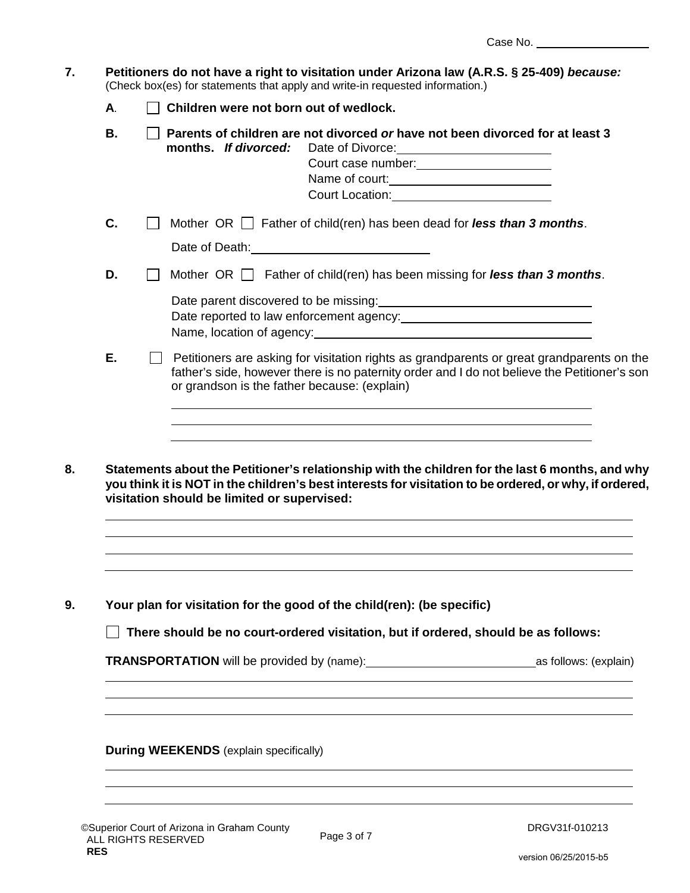Case No. ____________________

**7. Petitioners do not have a right to visitation under Arizona law (A.R.S. § 25-409)** ***because:***
(Check box(es) for statements that apply and write-in requested information.)

**A.** ☐ **Children were not born out of wedlock.**

**B.** ☐ **Parents of children are not divorced** ***or*** **have not been divorced for at least 3 months.** ***If divorced:***
Date of Divorce: ____________________
Court case number: ____________________
Name of court: ____________________
Court Location: ____________________

**C.** ☐ Mother OR ☐ Father of child(ren) has been dead for ***less than 3 months***.

Date of Death: ____________________

**D.** ☐ Mother OR ☐ Father of child(ren) has been missing for ***less than 3 months***.

Date parent discovered to be missing: ____________________
Date reported to law enforcement agency: ____________________
Name, location of agency: ____________________

**E.** ☐ Petitioners are asking for visitation rights as grandparents or great grandparents on the father's side, however there is no paternity order and I do not believe the Petitioner's son or grandson is the father because: (explain)

____________________
____________________
____________________

**8. Statements about the Petitioner's relationship with the children for the last 6 months, and why you think it is NOT in the children's best interests for visitation to be ordered, or why, if ordered, visitation should be limited or supervised:**

____________________
____________________
____________________
____________________

**9. Your plan for visitation for the good of the child(ren): (be specific)**

☐ **There should be no court-ordered visitation, but if ordered, should be as follows:**

**TRANSPORTATION** will be provided by (name): ____________________ as follows: (explain)

____________________
____________________
____________________

**During WEEKENDS** (explain specifically)

____________________
____________________
____________________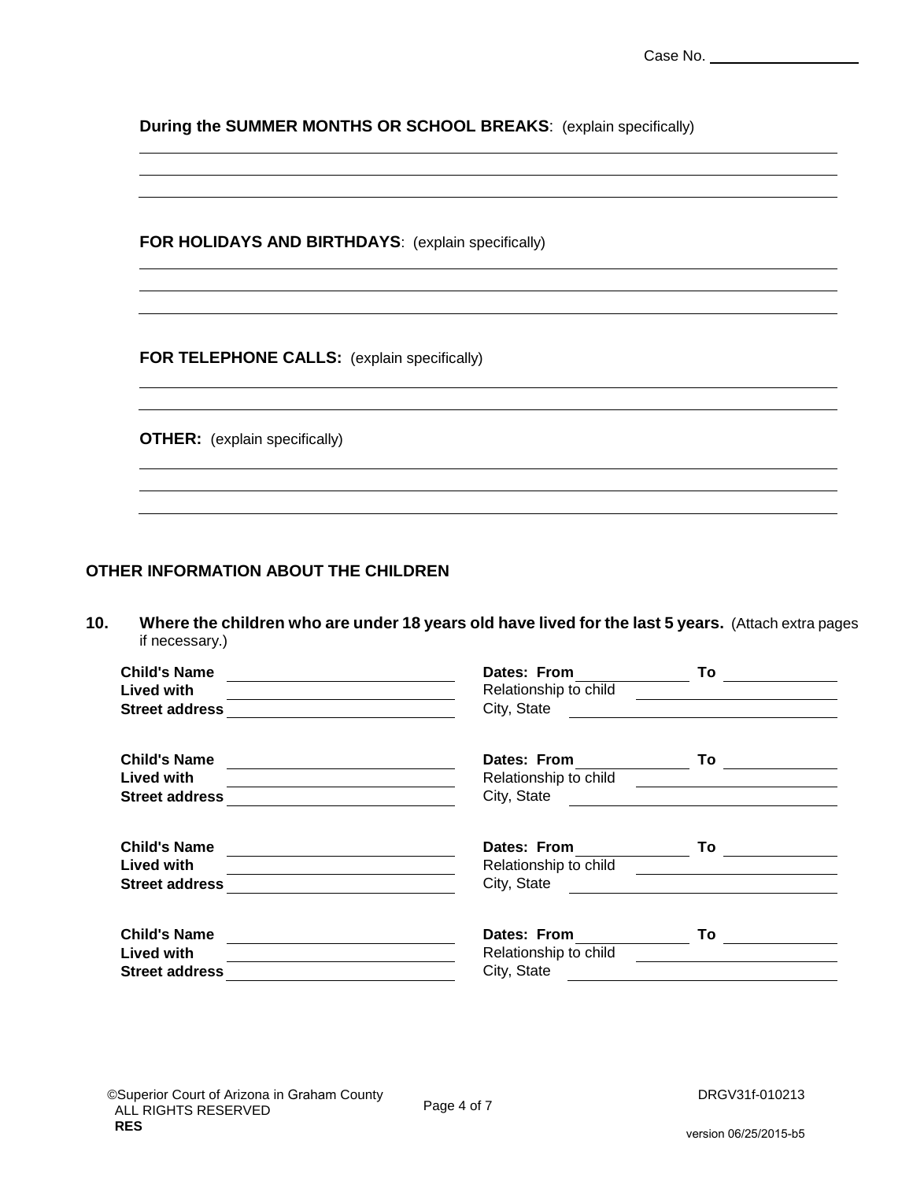Case No. ____________________

**During the SUMMER MONTHS OR SCHOOL BREAKS**: (explain specifically)

______________________________________________________________________________

______________________________________________________________________________

______________________________________________________________________________

**FOR HOLIDAYS AND BIRTHDAYS**: (explain specifically)

______________________________________________________________________________

______________________________________________________________________________

______________________________________________________________________________

**FOR TELEPHONE CALLS:** (explain specifically)

______________________________________________________________________________

______________________________________________________________________________

**OTHER:** (explain specifically)

______________________________________________________________________________

______________________________________________________________________________

______________________________________________________________________________

## OTHER INFORMATION ABOUT THE CHILDREN

**10. Where the children who are under 18 years old have lived for the last 5 years.** (Attach extra pages if necessary.)

**Child's Name** ____________________ **Dates: From** __________ **To** __________
**Lived with** ____________________ Relationship to child ____________________
**Street address** ____________________ City, State ____________________

**Child's Name** ____________________ **Dates: From** __________ **To** __________
**Lived with** ____________________ Relationship to child ____________________
**Street address** ____________________ City, State ____________________

**Child's Name** ____________________ **Dates: From** __________ **To** __________
**Lived with** ____________________ Relationship to child ____________________
**Street address** ____________________ City, State ____________________

**Child's Name** ____________________ **Dates: From** __________ **To** __________
**Lived with** ____________________ Relationship to child ____________________
**Street address** ____________________ City, State ____________________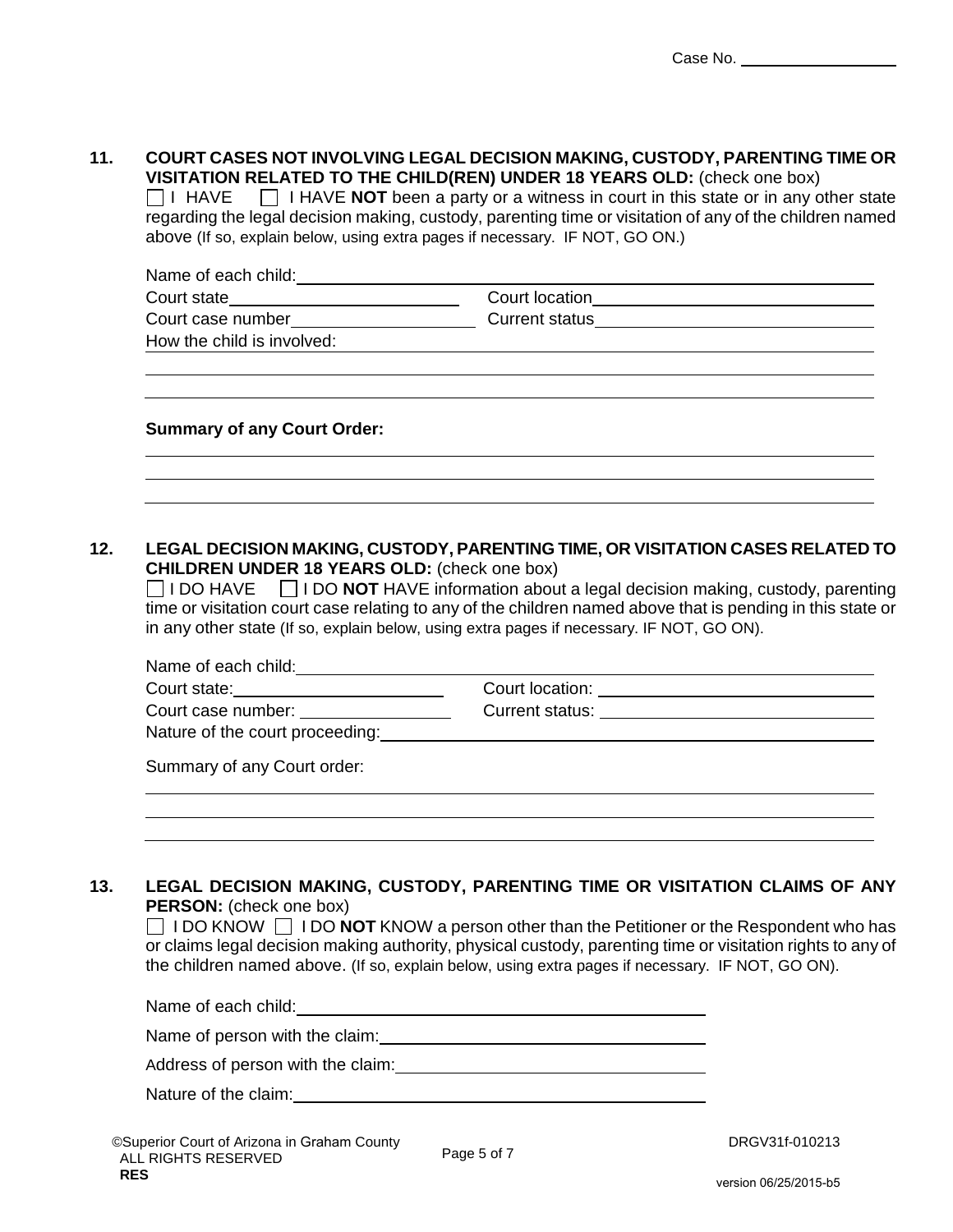Case No. ____________

**11. COURT CASES NOT INVOLVING LEGAL DECISION MAKING, CUSTODY, PARENTING TIME OR VISITATION RELATED TO THE CHILD(REN) UNDER 18 YEARS OLD:** (check one box)

☐ I HAVE ☐ I HAVE **NOT** been a party or a witness in court in this state or in any other state regarding the legal decision making, custody, parenting time or visitation of any of the children named above (If so, explain below, using extra pages if necessary. IF NOT, GO ON.)

Name of each child: ____________

Court state ____________ Court location ____________

Court case number ____________ Current status ____________

How the child is involved: ____________

____________

____________

**Summary of any Court Order:**

____________

____________

____________

**12. LEGAL DECISION MAKING, CUSTODY, PARENTING TIME, OR VISITATION CASES RELATED TO CHILDREN UNDER 18 YEARS OLD:** (check one box)

☐ I DO HAVE ☐ I DO **NOT** HAVE information about a legal decision making, custody, parenting time or visitation court case relating to any of the children named above that is pending in this state or in any other state (If so, explain below, using extra pages if necessary. IF NOT, GO ON).

Name of each child: ____________

Court state: ____________ Court location: ____________

Court case number: ____________ Current status: ____________

Nature of the court proceeding: ____________

Summary of any Court order:

____________

____________

____________

**13. LEGAL DECISION MAKING, CUSTODY, PARENTING TIME OR VISITATION CLAIMS OF ANY PERSON:** (check one box)

☐ I DO KNOW ☐ I DO **NOT** KNOW a person other than the Petitioner or the Respondent who has or claims legal decision making authority, physical custody, parenting time or visitation rights to any of the children named above. (If so, explain below, using extra pages if necessary. IF NOT, GO ON).

Name of each child: ____________

Name of person with the claim: ____________

Address of person with the claim: ____________

Nature of the claim: ____________

©Superior Court of Arizona in Graham County
ALL RIGHTS RESERVED
**RES**

DRGV31f-010213

version 06/25/2015-b5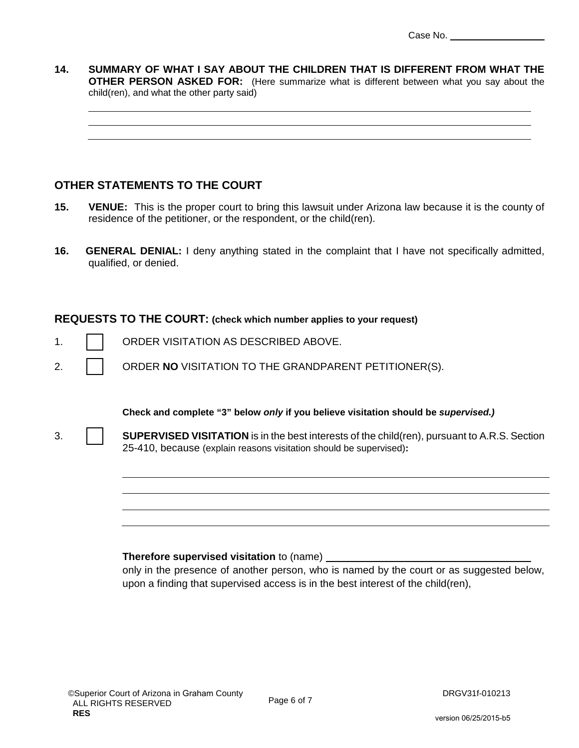Case No. ____________________

**14. SUMMARY OF WHAT I SAY ABOUT THE CHILDREN THAT IS DIFFERENT FROM WHAT THE OTHER PERSON ASKED FOR:** (Here summarize what is different between what you say about the child(ren), and what the other party said)

______________________________________________________________________________

______________________________________________________________________________

______________________________________________________________________________

## OTHER STATEMENTS TO THE COURT

**15. VENUE:** This is the proper court to bring this lawsuit under Arizona law because it is the county of residence of the petitioner, or the respondent, or the child(ren).

**16. GENERAL DENIAL:** I deny anything stated in the complaint that I have not specifically admitted, qualified, or denied.

## REQUESTS TO THE COURT: (check which number applies to your request)

1. ☐ ORDER VISITATION AS DESCRIBED ABOVE.

2. ☐ ORDER **NO** VISITATION TO THE GRANDPARENT PETITIONER(S).

**Check and complete "3" below *only* if you believe visitation should be *supervised.)***

3. ☐ **SUPERVISED VISITATION** is in the best interests of the child(ren), pursuant to A.R.S. Section 25-410, because (explain reasons visitation should be supervised)**:**

______________________________________________________________________________

______________________________________________________________________________

______________________________________________________________________________

______________________________________________________________________________

**Therefore supervised visitation** to (name) ________________________________________

only in the presence of another person, who is named by the court or as suggested below, upon a finding that supervised access is in the best interest of the child(ren),

©Superior Court of Arizona in Graham County
ALL RIGHTS RESERVED
**RES**

DRGV31f-010213

version 06/25/2015-b5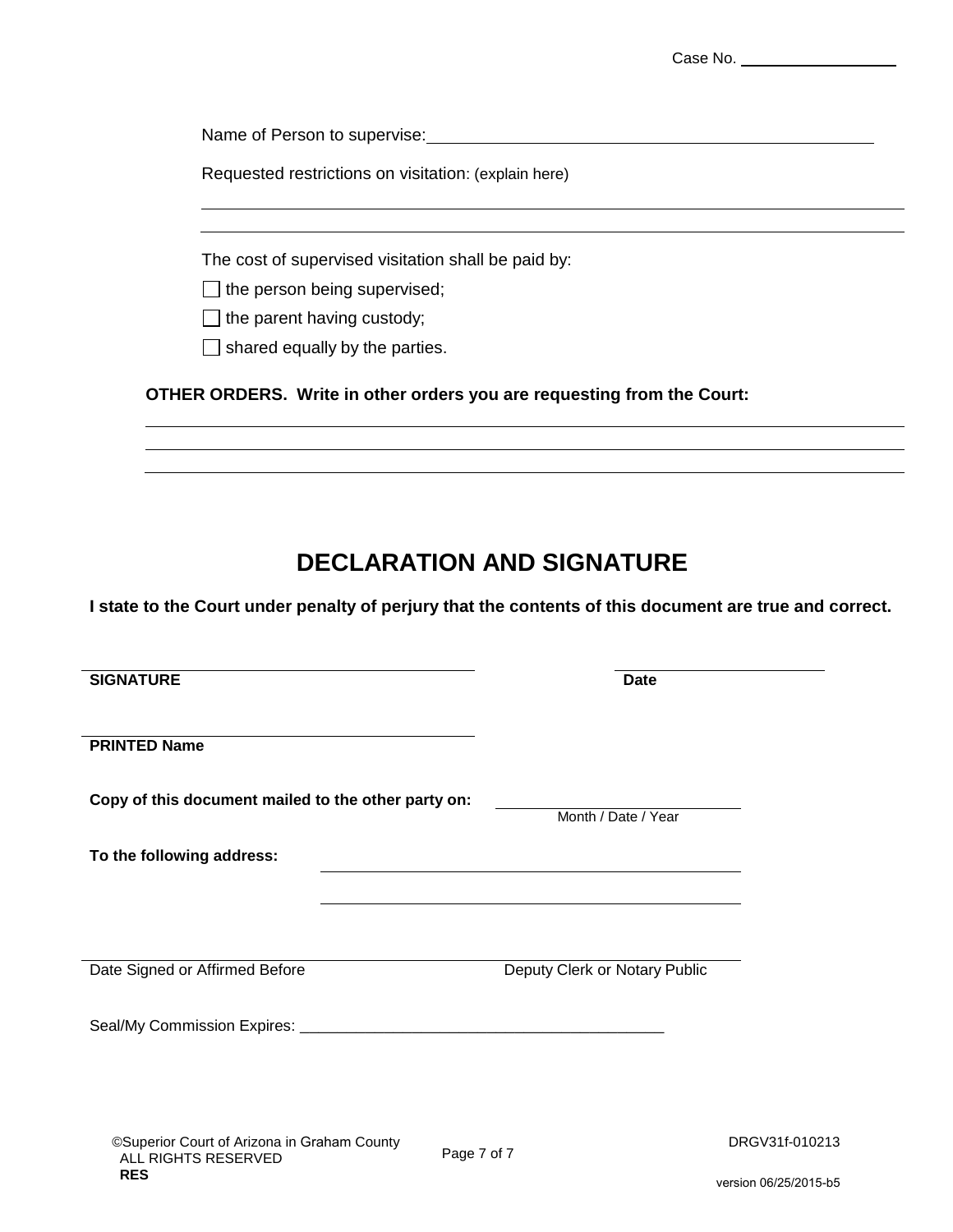Case No. ___________________

Name of Person to supervise: ___________________________________________________

Requested restrictions on visitation: (explain here)

________________________________________________________________________________

________________________________________________________________________________

The cost of supervised visitation shall be paid by:

☐ the person being supervised;

☐ the parent having custody;

☐ shared equally by the parties.

**OTHER ORDERS. Write in other orders you are requesting from the Court:**

________________________________________________________________________________

________________________________________________________________________________

________________________________________________________________________________

## DECLARATION AND SIGNATURE

**I state to the Court under penalty of perjury that the contents of this document are true and correct.**

_____________________________________________ &nbsp;&nbsp;&nbsp;&nbsp; ________________________

**SIGNATURE** &nbsp;&nbsp;&nbsp;&nbsp; **Date**

_____________________________________________

**PRINTED Name**

**Copy of this document mailed to the other party on:** ________________________
Month / Date / Year

**To the following address:** ______________________________________________

______________________________________________

_____________________________________________________________________________

Date Signed or Affirmed Before &nbsp;&nbsp;&nbsp;&nbsp; Deputy Clerk or Notary Public

Seal/My Commission Expires: __________________________________________

©Superior Court of Arizona in Graham County
ALL RIGHTS RESERVED
**RES**

DRGV31f-010213

version 06/25/2015-b5